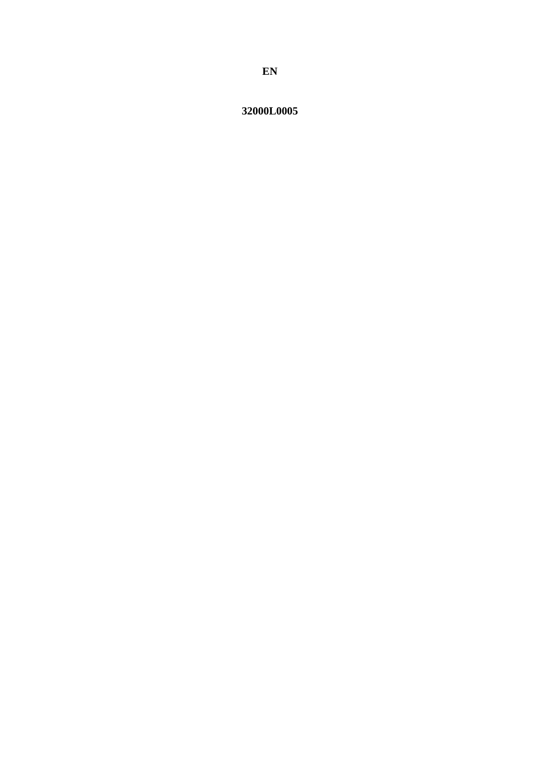**EN**

**32000L0005**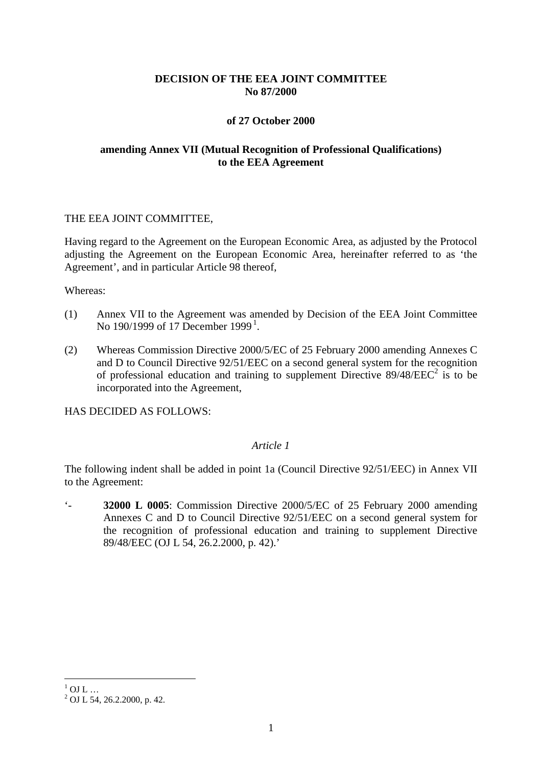**DECISION OF THE EEA JOINT COMMITTEE**
**No 87/2000**

**of 27 October 2000**

**amending Annex VII (Mutual Recognition of Professional Qualifications) to the EEA Agreement**

THE EEA JOINT COMMITTEE,

Having regard to the Agreement on the European Economic Area, as adjusted by the Protocol adjusting the Agreement on the European Economic Area, hereinafter referred to as 'the Agreement', and in particular Article 98 thereof,

Whereas:

(1) Annex VII to the Agreement was amended by Decision of the EEA Joint Committee No 190/1999 of 17 December 1999[1].

(2) Whereas Commission Directive 2000/5/EC of 25 February 2000 amending Annexes C and D to Council Directive 92/51/EEC on a second general system for the recognition of professional education and training to supplement Directive 89/48/EEC[2] is to be incorporated into the Agreement,

HAS DECIDED AS FOLLOWS:

*Article 1*

The following indent shall be added in point 1a (Council Directive 92/51/EEC) in Annex VII to the Agreement:

'- **32000 L 0005**: Commission Directive 2000/5/EC of 25 February 2000 amending Annexes C and D to Council Directive 92/51/EEC on a second general system for the recognition of professional education and training to supplement Directive 89/48/EEC (OJ L 54, 26.2.2000, p. 42).'

---

[1] OJ L …
[2] OJ L 54, 26.2.2000, p. 42.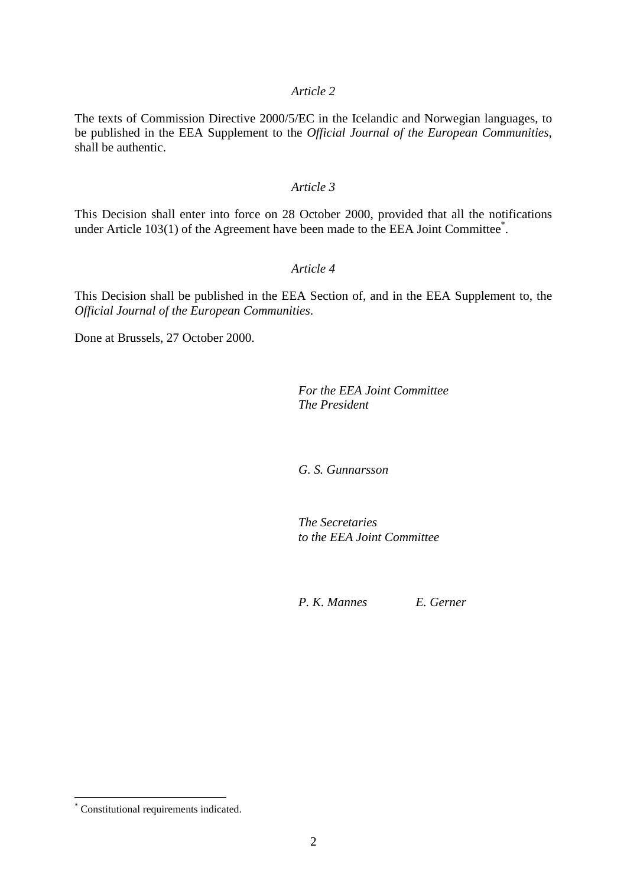*Article 2*

The texts of Commission Directive 2000/5/EC in the Icelandic and Norwegian languages, to be published in the EEA Supplement to the *Official Journal of the European Communities*, shall be authentic.

*Article 3*

This Decision shall enter into force on 28 October 2000, provided that all the notifications under Article 103(1) of the Agreement have been made to the EEA Joint Committee[*].

*Article 4*

This Decision shall be published in the EEA Section of, and in the EEA Supplement to, the *Official Journal of the European Communities*.

Done at Brussels, 27 October 2000.

*For the EEA Joint Committee*
*The President*

*G. S. Gunnarsson*

*The Secretaries*
*to the EEA Joint Committee*

*P. K. Mannes* *E. Gerner*

[*] Constitutional requirements indicated.